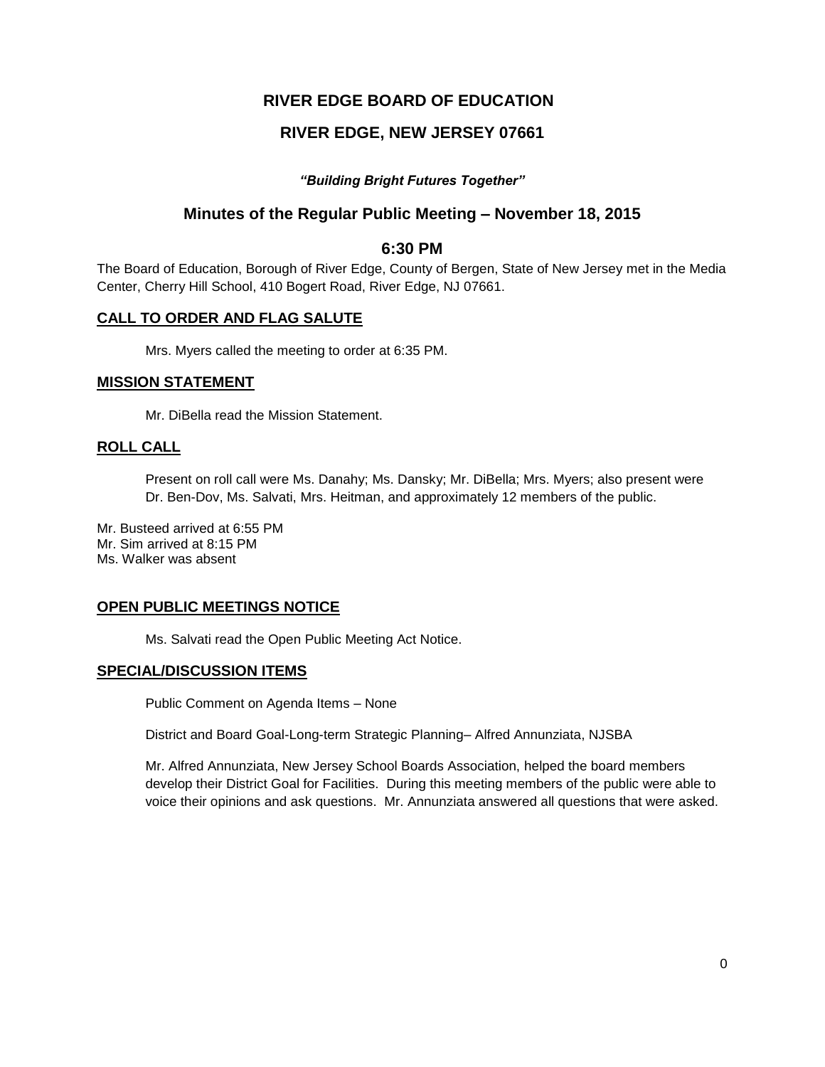# RIVER EDGE BOARD OF EDUCATION

## RIVER EDGE, NEW JERSEY 07661

***"Building Bright Futures Together"***

## Minutes of the Regular Public Meeting – November 18, 2015

### 6:30 PM

The Board of Education, Borough of River Edge, County of Bergen, State of New Jersey met in the Media Center, Cherry Hill School, 410 Bogert Road, River Edge, NJ 07661.

### CALL TO ORDER AND FLAG SALUTE

Mrs. Myers called the meeting to order at 6:35 PM.

### MISSION STATEMENT

Mr. DiBella read the Mission Statement.

### ROLL CALL

Present on roll call were Ms. Danahy; Ms. Dansky; Mr. DiBella; Mrs. Myers; also present were Dr. Ben-Dov, Ms. Salvati, Mrs. Heitman, and approximately 12 members of the public.

Mr. Busteed arrived at 6:55 PM
Mr. Sim arrived at 8:15 PM
Ms. Walker was absent

### OPEN PUBLIC MEETINGS NOTICE

Ms. Salvati read the Open Public Meeting Act Notice.

### SPECIAL/DISCUSSION ITEMS

Public Comment on Agenda Items – None

District and Board Goal-Long-term Strategic Planning– Alfred Annunziata, NJSBA

Mr. Alfred Annunziata, New Jersey School Boards Association, helped the board members develop their District Goal for Facilities. During this meeting members of the public were able to voice their opinions and ask questions. Mr. Annunziata answered all questions that were asked.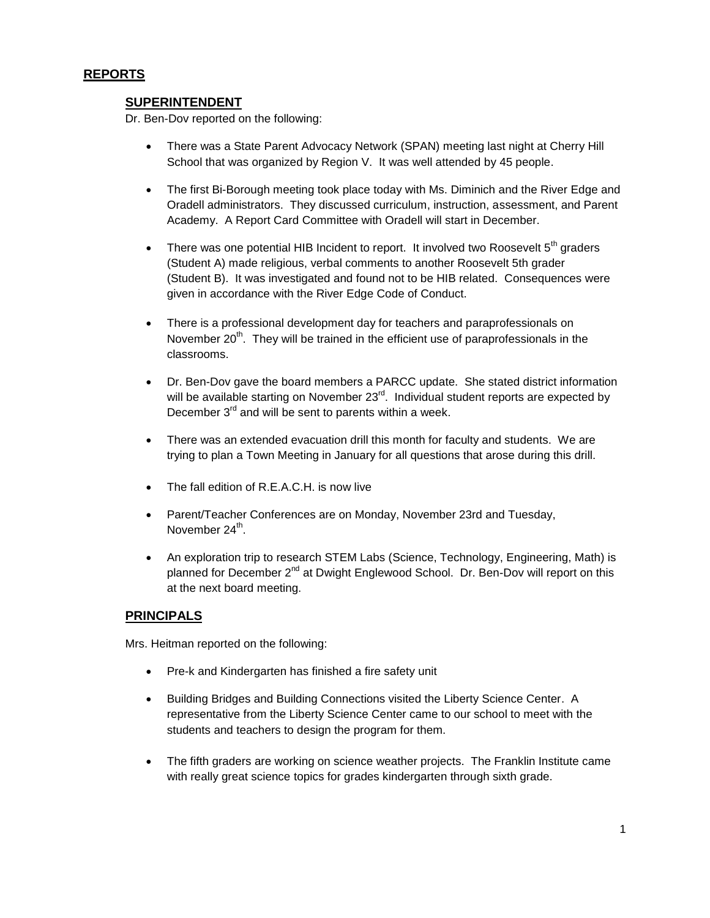## REPORTS

### SUPERINTENDENT

Dr. Ben-Dov reported on the following:

- There was a State Parent Advocacy Network (SPAN) meeting last night at Cherry Hill School that was organized by Region V. It was well attended by 45 people.

- The first Bi-Borough meeting took place today with Ms. Diminich and the River Edge and Oradell administrators. They discussed curriculum, instruction, assessment, and Parent Academy. A Report Card Committee with Oradell will start in December.

- There was one potential HIB Incident to report. It involved two Roosevelt 5th graders (Student A) made religious, verbal comments to another Roosevelt 5th grader (Student B). It was investigated and found not to be HIB related. Consequences were given in accordance with the River Edge Code of Conduct.

- There is a professional development day for teachers and paraprofessionals on November 20th. They will be trained in the efficient use of paraprofessionals in the classrooms.

- Dr. Ben-Dov gave the board members a PARCC update. She stated district information will be available starting on November 23rd. Individual student reports are expected by December 3rd and will be sent to parents within a week.

- There was an extended evacuation drill this month for faculty and students. We are trying to plan a Town Meeting in January for all questions that arose during this drill.

- The fall edition of R.E.A.C.H. is now live

- Parent/Teacher Conferences are on Monday, November 23rd and Tuesday, November 24th.

- An exploration trip to research STEM Labs (Science, Technology, Engineering, Math) is planned for December 2nd at Dwight Englewood School. Dr. Ben-Dov will report on this at the next board meeting.

### PRINCIPALS

Mrs. Heitman reported on the following:

- Pre-k and Kindergarten has finished a fire safety unit

- Building Bridges and Building Connections visited the Liberty Science Center. A representative from the Liberty Science Center came to our school to meet with the students and teachers to design the program for them.

- The fifth graders are working on science weather projects. The Franklin Institute came with really great science topics for grades kindergarten through sixth grade.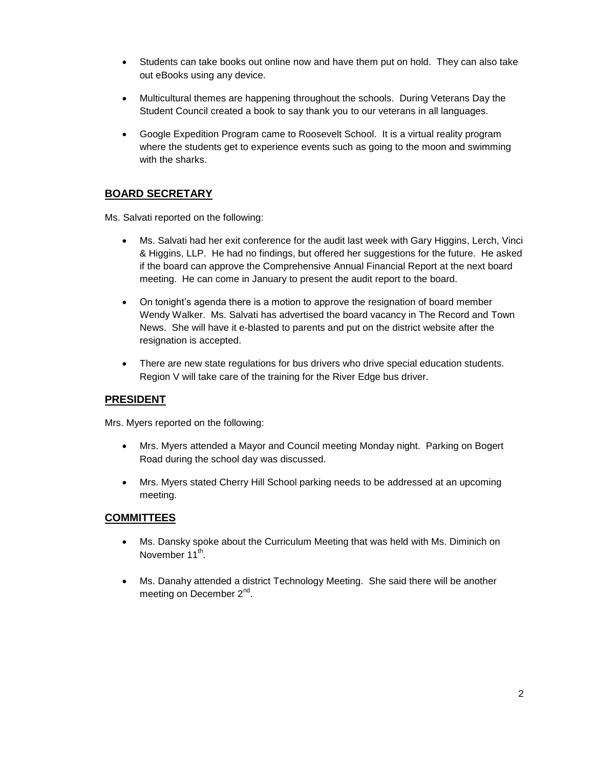- Students can take books out online now and have them put on hold. They can also take out eBooks using any device.
- Multicultural themes are happening throughout the schools. During Veterans Day the Student Council created a book to say thank you to our veterans in all languages.
- Google Expedition Program came to Roosevelt School. It is a virtual reality program where the students get to experience events such as going to the moon and swimming with the sharks.

## BOARD SECRETARY

Ms. Salvati reported on the following:

- Ms. Salvati had her exit conference for the audit last week with Gary Higgins, Lerch, Vinci & Higgins, LLP. He had no findings, but offered her suggestions for the future. He asked if the board can approve the Comprehensive Annual Financial Report at the next board meeting. He can come in January to present the audit report to the board.
- On tonight's agenda there is a motion to approve the resignation of board member Wendy Walker. Ms. Salvati has advertised the board vacancy in The Record and Town News. She will have it e-blasted to parents and put on the district website after the resignation is accepted.
- There are new state regulations for bus drivers who drive special education students. Region V will take care of the training for the River Edge bus driver.

## PRESIDENT

Mrs. Myers reported on the following:

- Mrs. Myers attended a Mayor and Council meeting Monday night. Parking on Bogert Road during the school day was discussed.
- Mrs. Myers stated Cherry Hill School parking needs to be addressed at an upcoming meeting.

## COMMITTEES

- Ms. Dansky spoke about the Curriculum Meeting that was held with Ms. Diminich on November 11th.
- Ms. Danahy attended a district Technology Meeting. She said there will be another meeting on December 2nd.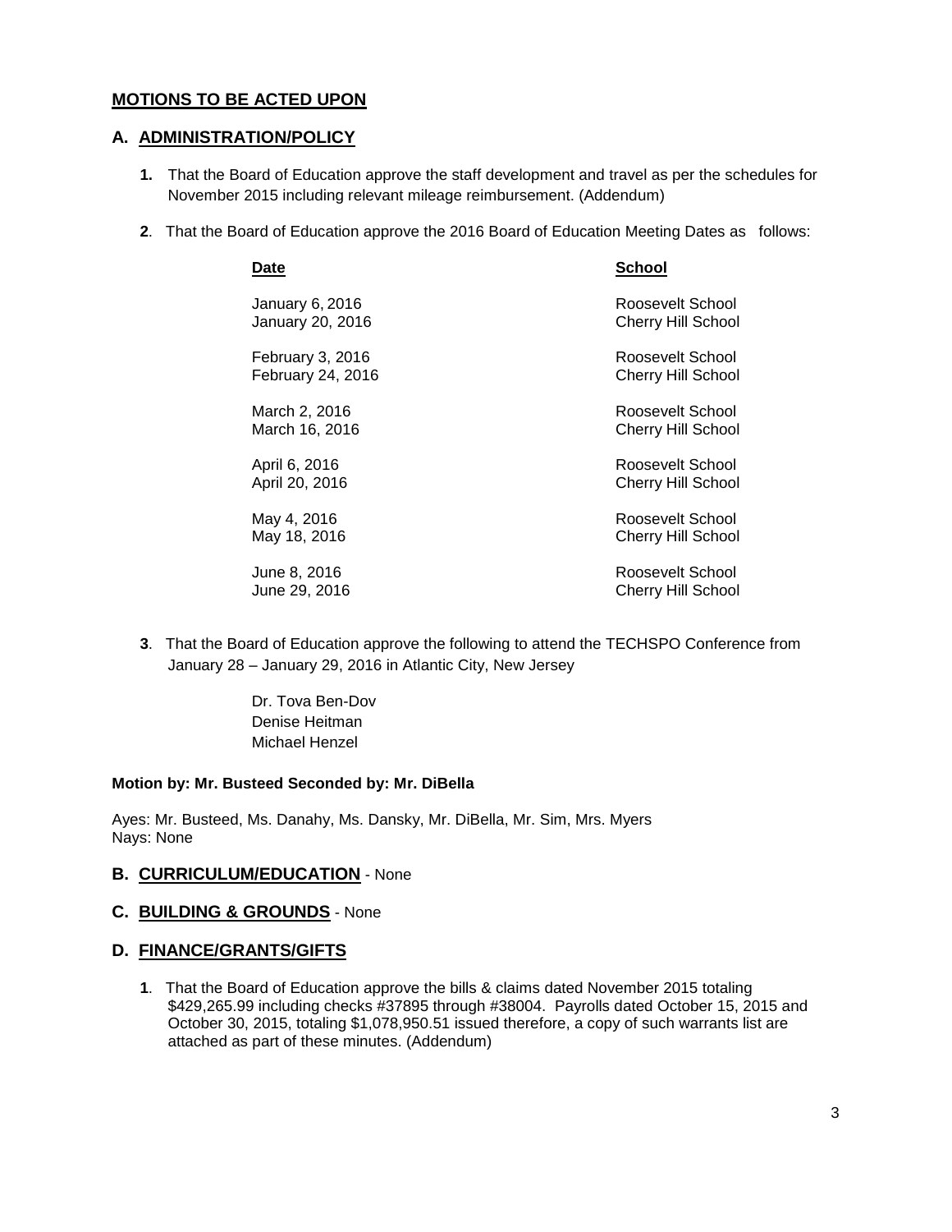## MOTIONS TO BE ACTED UPON

### A. ADMINISTRATION/POLICY

**1.** That the Board of Education approve the staff development and travel as per the schedules for November 2015 including relevant mileage reimbursement. (Addendum)

**2**. That the Board of Education approve the 2016 Board of Education Meeting Dates as follows:

| Date | School |
|---|---|
| January 6, 2016 | Roosevelt School |
| January 20, 2016 | Cherry Hill School |
| February 3, 2016 | Roosevelt School |
| February 24, 2016 | Cherry Hill School |
| March 2, 2016 | Roosevelt School |
| March 16, 2016 | Cherry Hill School |
| April 6, 2016 | Roosevelt School |
| April 20, 2016 | Cherry Hill School |
| May 4, 2016 | Roosevelt School |
| May 18, 2016 | Cherry Hill School |
| June 8, 2016 | Roosevelt School |
| June 29, 2016 | Cherry Hill School |

**3**. That the Board of Education approve the following to attend the TECHSPO Conference from January 28 – January 29, 2016 in Atlantic City, New Jersey

Dr. Tova Ben-Dov
Denise Heitman
Michael Henzel

**Motion by: Mr. Busteed Seconded by: Mr. DiBella**

Ayes: Mr. Busteed, Ms. Danahy, Ms. Dansky, Mr. DiBella, Mr. Sim, Mrs. Myers
Nays: None

### B. CURRICULUM/EDUCATION - None

### C. BUILDING & GROUNDS - None

### D. FINANCE/GRANTS/GIFTS

**1**. That the Board of Education approve the bills & claims dated November 2015 totaling $429,265.99 including checks #37895 through #38004. Payrolls dated October 15, 2015 and October 30, 2015, totaling $1,078,950.51 issued therefore, a copy of such warrants list are attached as part of these minutes. (Addendum)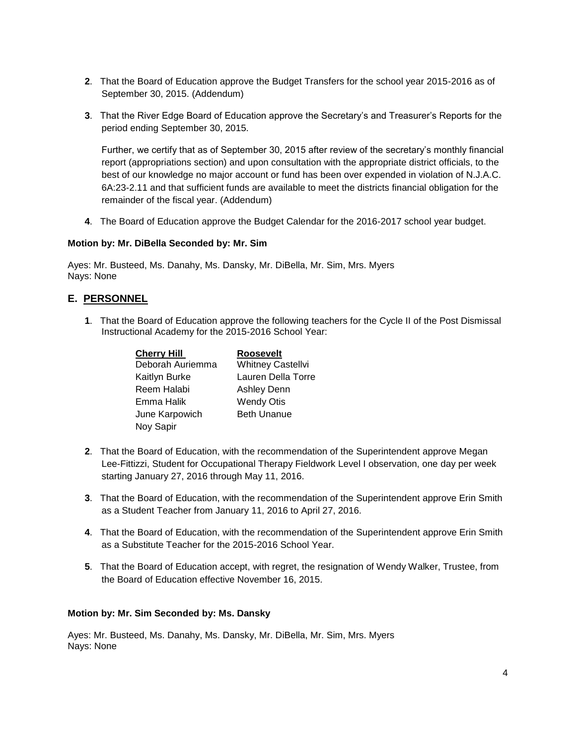**2**. That the Board of Education approve the Budget Transfers for the school year 2015-2016 as of September 30, 2015. (Addendum)

**3**. That the River Edge Board of Education approve the Secretary's and Treasurer's Reports for the period ending September 30, 2015.

Further, we certify that as of September 30, 2015 after review of the secretary's monthly financial report (appropriations section) and upon consultation with the appropriate district officials, to the best of our knowledge no major account or fund has been over expended in violation of N.J.A.C. 6A:23-2.11 and that sufficient funds are available to meet the districts financial obligation for the remainder of the fiscal year. (Addendum)

**4**. The Board of Education approve the Budget Calendar for the 2016-2017 school year budget.

**Motion by: Mr. DiBella Seconded by: Mr. Sim**

Ayes: Mr. Busteed, Ms. Danahy, Ms. Dansky, Mr. DiBella, Mr. Sim, Mrs. Myers
Nays: None

## E. PERSONNEL

**1**. That the Board of Education approve the following teachers for the Cycle II of the Post Dismissal Instructional Academy for the 2015-2016 School Year:

| Cherry Hill | Roosevelt |
|---|---|
| Deborah Auriemma | Whitney Castellvi |
| Kaitlyn Burke | Lauren Della Torre |
| Reem Halabi | Ashley Denn |
| Emma Halik | Wendy Otis |
| June Karpowich | Beth Unanue |
| Noy Sapir | |

**2**. That the Board of Education, with the recommendation of the Superintendent approve Megan Lee-Fittizzi, Student for Occupational Therapy Fieldwork Level I observation, one day per week starting January 27, 2016 through May 11, 2016.

**3**. That the Board of Education, with the recommendation of the Superintendent approve Erin Smith as a Student Teacher from January 11, 2016 to April 27, 2016.

**4**. That the Board of Education, with the recommendation of the Superintendent approve Erin Smith as a Substitute Teacher for the 2015-2016 School Year.

**5**. That the Board of Education accept, with regret, the resignation of Wendy Walker, Trustee, from the Board of Education effective November 16, 2015.

**Motion by: Mr. Sim Seconded by: Ms. Dansky**

Ayes: Mr. Busteed, Ms. Danahy, Ms. Dansky, Mr. DiBella, Mr. Sim, Mrs. Myers
Nays: None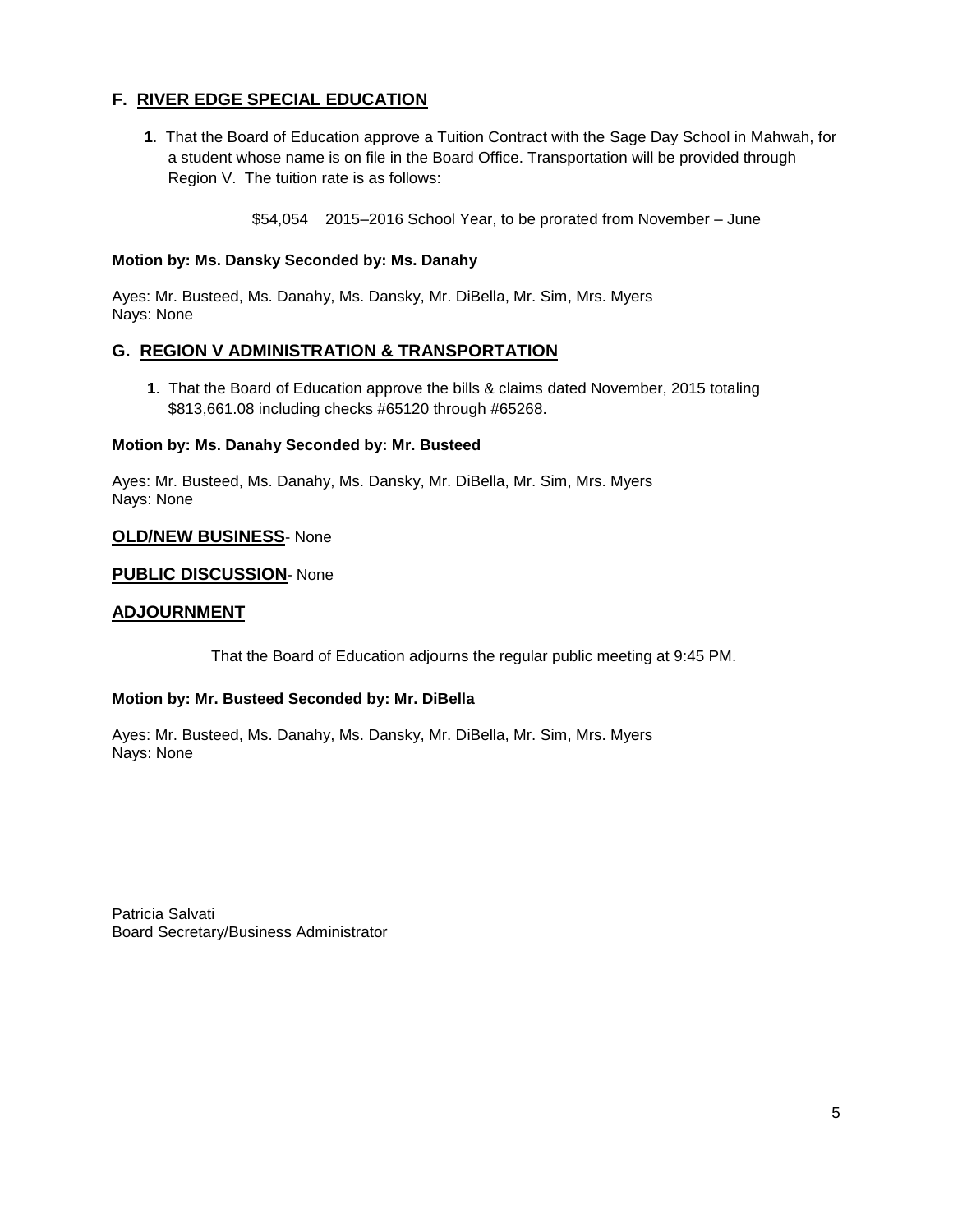## F. RIVER EDGE SPECIAL EDUCATION

**1**. That the Board of Education approve a Tuition Contract with the Sage Day School in Mahwah, for a student whose name is on file in the Board Office. Transportation will be provided through Region V. The tuition rate is as follows:

$54,054 2015–2016 School Year, to be prorated from November – June

**Motion by: Ms. Dansky Seconded by: Ms. Danahy**

Ayes: Mr. Busteed, Ms. Danahy, Ms. Dansky, Mr. DiBella, Mr. Sim, Mrs. Myers
Nays: None

## G. REGION V ADMINISTRATION & TRANSPORTATION

**1**. That the Board of Education approve the bills & claims dated November, 2015 totaling $813,661.08 including checks #65120 through #65268.

**Motion by: Ms. Danahy Seconded by: Mr. Busteed**

Ayes: Mr. Busteed, Ms. Danahy, Ms. Dansky, Mr. DiBella, Mr. Sim, Mrs. Myers
Nays: None

**OLD/NEW BUSINESS**- None

**PUBLIC DISCUSSION**- None

## ADJOURNMENT

That the Board of Education adjourns the regular public meeting at 9:45 PM.

**Motion by: Mr. Busteed Seconded by: Mr. DiBella**

Ayes: Mr. Busteed, Ms. Danahy, Ms. Dansky, Mr. DiBella, Mr. Sim, Mrs. Myers
Nays: None

Patricia Salvati
Board Secretary/Business Administrator